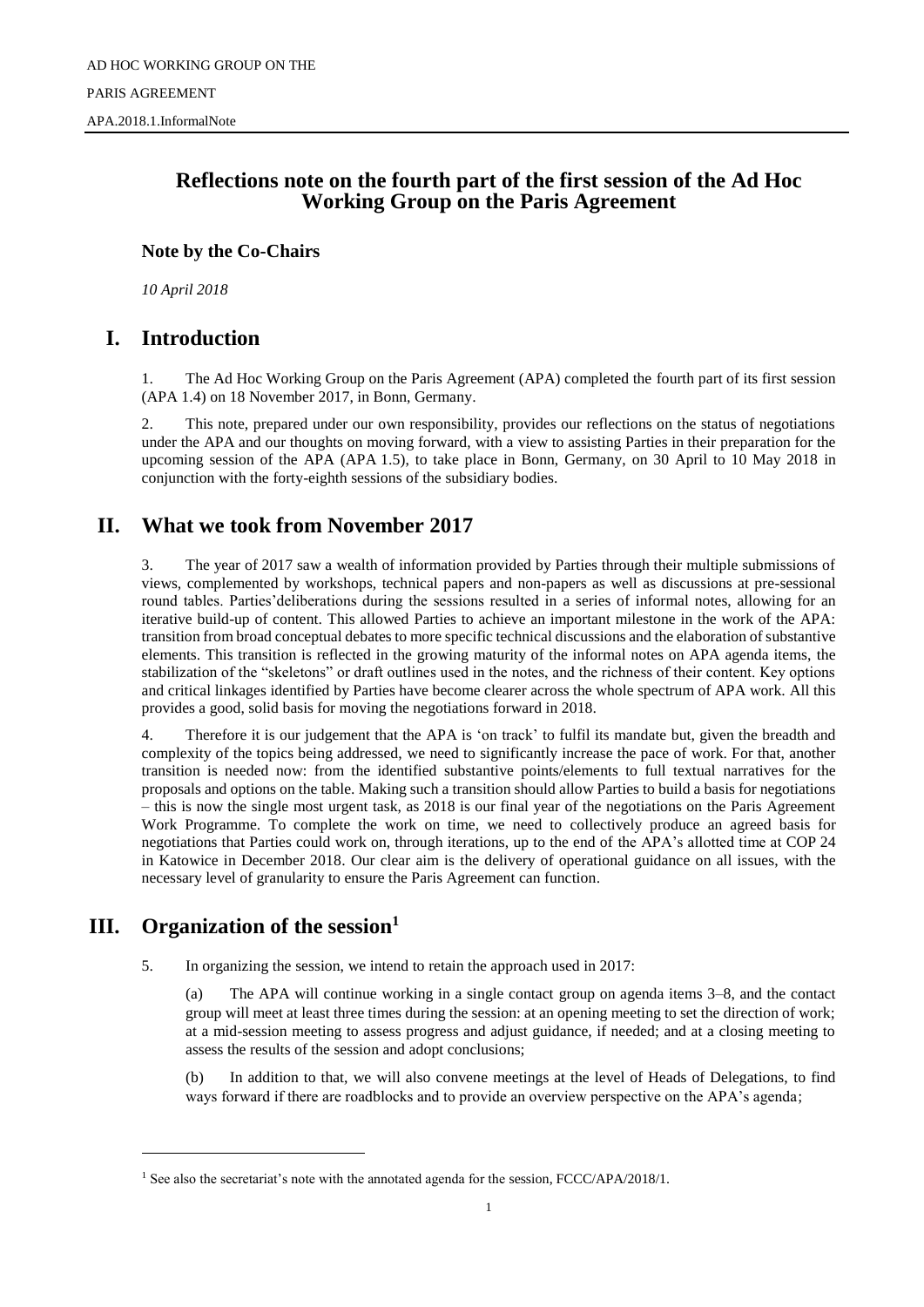AD HOC WORKING GROUP ON THE

PARIS AGREEMENT

APA.2018.1.InformalNote

# Reflections note on the fourth part of the first session of the Ad Hoc Working Group on the Paris Agreement

**Note by the Co-Chairs**

*10 April 2018*

## I. Introduction

1. The Ad Hoc Working Group on the Paris Agreement (APA) completed the fourth part of its first session (APA 1.4) on 18 November 2017, in Bonn, Germany.

2. This note, prepared under our own responsibility, provides our reflections on the status of negotiations under the APA and our thoughts on moving forward, with a view to assisting Parties in their preparation for the upcoming session of the APA (APA 1.5), to take place in Bonn, Germany, on 30 April to 10 May 2018 in conjunction with the forty-eighth sessions of the subsidiary bodies.

## II. What we took from November 2017

3. The year of 2017 saw a wealth of information provided by Parties through their multiple submissions of views, complemented by workshops, technical papers and non-papers as well as discussions at pre-sessional round tables. Parties'deliberations during the sessions resulted in a series of informal notes, allowing for an iterative build-up of content. This allowed Parties to achieve an important milestone in the work of the APA: transition from broad conceptual debates to more specific technical discussions and the elaboration of substantive elements. This transition is reflected in the growing maturity of the informal notes on APA agenda items, the stabilization of the "skeletons" or draft outlines used in the notes, and the richness of their content. Key options and critical linkages identified by Parties have become clearer across the whole spectrum of APA work. All this provides a good, solid basis for moving the negotiations forward in 2018.

4. Therefore it is our judgement that the APA is 'on track' to fulfil its mandate but, given the breadth and complexity of the topics being addressed, we need to significantly increase the pace of work. For that, another transition is needed now: from the identified substantive points/elements to full textual narratives for the proposals and options on the table. Making such a transition should allow Parties to build a basis for negotiations – this is now the single most urgent task, as 2018 is our final year of the negotiations on the Paris Agreement Work Programme. To complete the work on time, we need to collectively produce an agreed basis for negotiations that Parties could work on, through iterations, up to the end of the APA's allotted time at COP 24 in Katowice in December 2018. Our clear aim is the delivery of operational guidance on all issues, with the necessary level of granularity to ensure the Paris Agreement can function.

## III. Organization of the session[1]

5. In organizing the session, we intend to retain the approach used in 2017:

(a) The APA will continue working in a single contact group on agenda items 3–8, and the contact group will meet at least three times during the session: at an opening meeting to set the direction of work; at a mid-session meeting to assess progress and adjust guidance, if needed; and at a closing meeting to assess the results of the session and adopt conclusions;

(b) In addition to that, we will also convene meetings at the level of Heads of Delegations, to find ways forward if there are roadblocks and to provide an overview perspective on the APA's agenda;

[1] See also the secretariat's note with the annotated agenda for the session, FCCC/APA/2018/1.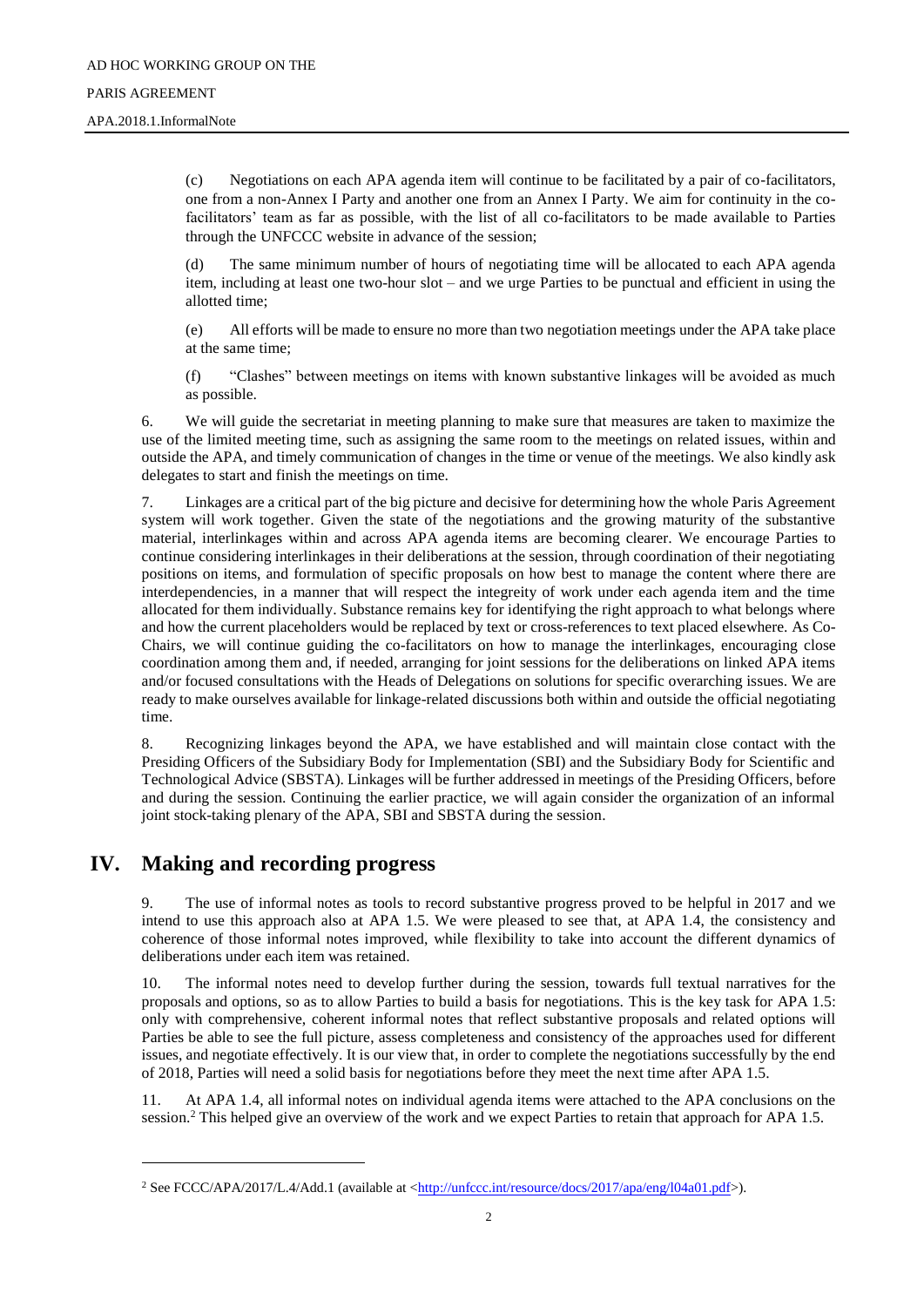(c) Negotiations on each APA agenda item will continue to be facilitated by a pair of co-facilitators, one from a non-Annex I Party and another one from an Annex I Party. We aim for continuity in the co-facilitators' team as far as possible, with the list of all co-facilitators to be made available to Parties through the UNFCCC website in advance of the session;

(d) The same minimum number of hours of negotiating time will be allocated to each APA agenda item, including at least one two-hour slot – and we urge Parties to be punctual and efficient in using the allotted time;

(e) All efforts will be made to ensure no more than two negotiation meetings under the APA take place at the same time;

(f) "Clashes" between meetings on items with known substantive linkages will be avoided as much as possible.

6. We will guide the secretariat in meeting planning to make sure that measures are taken to maximize the use of the limited meeting time, such as assigning the same room to the meetings on related issues, within and outside the APA, and timely communication of changes in the time or venue of the meetings. We also kindly ask delegates to start and finish the meetings on time.

7. Linkages are a critical part of the big picture and decisive for determining how the whole Paris Agreement system will work together. Given the state of the negotiations and the growing maturity of the substantive material, interlinkages within and across APA agenda items are becoming clearer. We encourage Parties to continue considering interlinkages in their deliberations at the session, through coordination of their negotiating positions on items, and formulation of specific proposals on how best to manage the content where there are interdependencies, in a manner that will respect the integreity of work under each agenda item and the time allocated for them individually. Substance remains key for identifying the right approach to what belongs where and how the current placeholders would be replaced by text or cross-references to text placed elsewhere. As Co-Chairs, we will continue guiding the co-facilitators on how to manage the interlinkages, encouraging close coordination among them and, if needed, arranging for joint sessions for the deliberations on linked APA items and/or focused consultations with the Heads of Delegations on solutions for specific overarching issues. We are ready to make ourselves available for linkage-related discussions both within and outside the official negotiating time.

8. Recognizing linkages beyond the APA, we have established and will maintain close contact with the Presiding Officers of the Subsidiary Body for Implementation (SBI) and the Subsidiary Body for Scientific and Technological Advice (SBSTA). Linkages will be further addressed in meetings of the Presiding Officers, before and during the session. Continuing the earlier practice, we will again consider the organization of an informal joint stock-taking plenary of the APA, SBI and SBSTA during the session.

## IV. Making and recording progress

9. The use of informal notes as tools to record substantive progress proved to be helpful in 2017 and we intend to use this approach also at APA 1.5. We were pleased to see that, at APA 1.4, the consistency and coherence of those informal notes improved, while flexibility to take into account the different dynamics of deliberations under each item was retained.

10. The informal notes need to develop further during the session, towards full textual narratives for the proposals and options, so as to allow Parties to build a basis for negotiations. This is the key task for APA 1.5: only with comprehensive, coherent informal notes that reflect substantive proposals and related options will Parties be able to see the full picture, assess completeness and consistency of the approaches used for different issues, and negotiate effectively. It is our view that, in order to complete the negotiations successfully by the end of 2018, Parties will need a solid basis for negotiations before they meet the next time after APA 1.5.

11. At APA 1.4, all informal notes on individual agenda items were attached to the APA conclusions on the session.[2] This helped give an overview of the work and we expect Parties to retain that approach for APA 1.5.

---

[2] See FCCC/APA/2017/L.4/Add.1 (available at <http://unfccc.int/resource/docs/2017/apa/eng/l04a01.pdf>).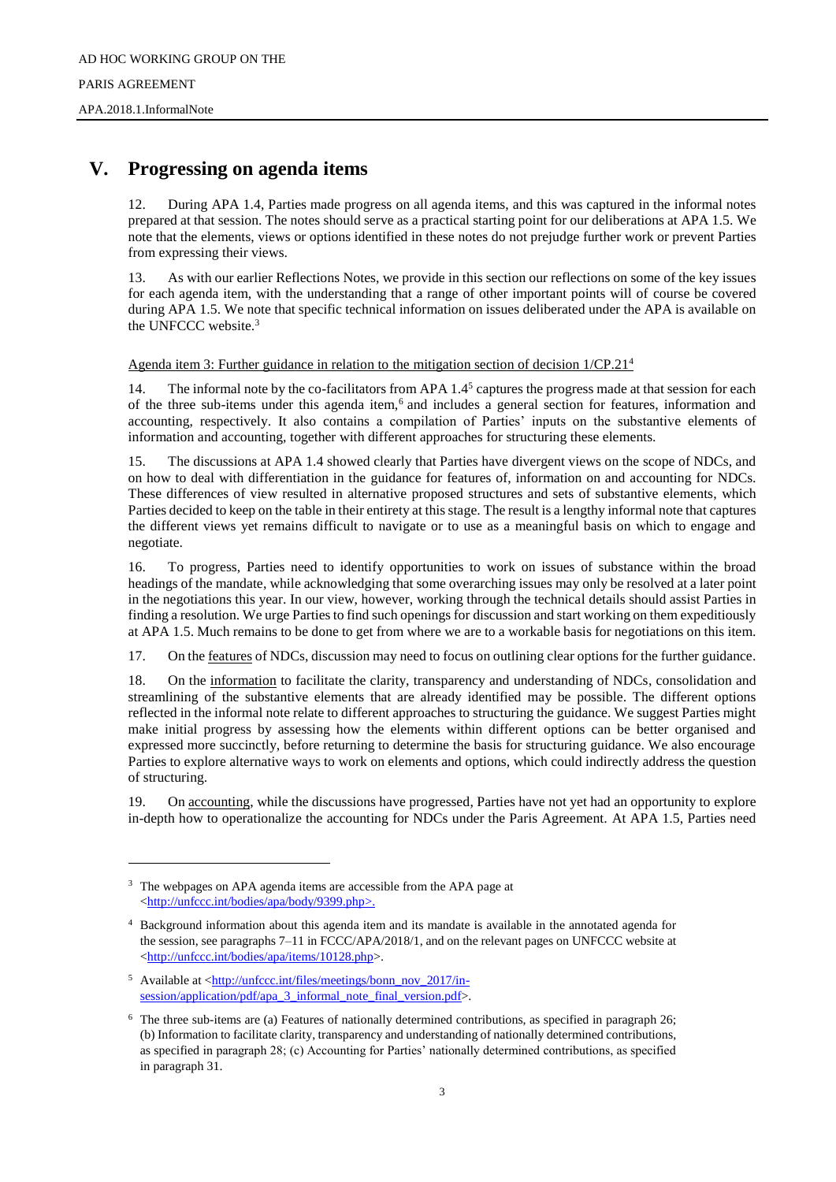## V. Progressing on agenda items

12. During APA 1.4, Parties made progress on all agenda items, and this was captured in the informal notes prepared at that session. The notes should serve as a practical starting point for our deliberations at APA 1.5. We note that the elements, views or options identified in these notes do not prejudge further work or prevent Parties from expressing their views.

13. As with our earlier Reflections Notes, we provide in this section our reflections on some of the key issues for each agenda item, with the understanding that a range of other important points will of course be covered during APA 1.5. We note that specific technical information on issues deliberated under the APA is available on the UNFCCC website.[3]

Agenda item 3: Further guidance in relation to the mitigation section of decision 1/CP.21[4]

14. The informal note by the co-facilitators from APA 1.4[5] captures the progress made at that session for each of the three sub-items under this agenda item,[6] and includes a general section for features, information and accounting, respectively. It also contains a compilation of Parties' inputs on the substantive elements of information and accounting, together with different approaches for structuring these elements.

15. The discussions at APA 1.4 showed clearly that Parties have divergent views on the scope of NDCs, and on how to deal with differentiation in the guidance for features of, information on and accounting for NDCs. These differences of view resulted in alternative proposed structures and sets of substantive elements, which Parties decided to keep on the table in their entirety at this stage. The result is a lengthy informal note that captures the different views yet remains difficult to navigate or to use as a meaningful basis on which to engage and negotiate.

16. To progress, Parties need to identify opportunities to work on issues of substance within the broad headings of the mandate, while acknowledging that some overarching issues may only be resolved at a later point in the negotiations this year. In our view, however, working through the technical details should assist Parties in finding a resolution. We urge Parties to find such openings for discussion and start working on them expeditiously at APA 1.5. Much remains to be done to get from where we are to a workable basis for negotiations on this item.

17. On the features of NDCs, discussion may need to focus on outlining clear options for the further guidance.

18. On the information to facilitate the clarity, transparency and understanding of NDCs, consolidation and streamlining of the substantive elements that are already identified may be possible. The different options reflected in the informal note relate to different approaches to structuring the guidance. We suggest Parties might make initial progress by assessing how the elements within different options can be better organised and expressed more succinctly, before returning to determine the basis for structuring guidance. We also encourage Parties to explore alternative ways to work on elements and options, which could indirectly address the question of structuring.

19. On accounting, while the discussions have progressed, Parties have not yet had an opportunity to explore in-depth how to operationalize the accounting for NDCs under the Paris Agreement. At APA 1.5, Parties need

---

[3] The webpages on APA agenda items are accessible from the APA page at <http://unfccc.int/bodies/apa/body/9399.php>.

[4] Background information about this agenda item and its mandate is available in the annotated agenda for the session, see paragraphs 7–11 in FCCC/APA/2018/1, and on the relevant pages on UNFCCC website at <http://unfccc.int/bodies/apa/items/10128.php>.

[5] Available at <http://unfccc.int/files/meetings/bonn_nov_2017/in-session/application/pdf/apa_3_informal_note_final_version.pdf>.

[6] The three sub-items are (a) Features of nationally determined contributions, as specified in paragraph 26; (b) Information to facilitate clarity, transparency and understanding of nationally determined contributions, as specified in paragraph 28; (c) Accounting for Parties' nationally determined contributions, as specified in paragraph 31.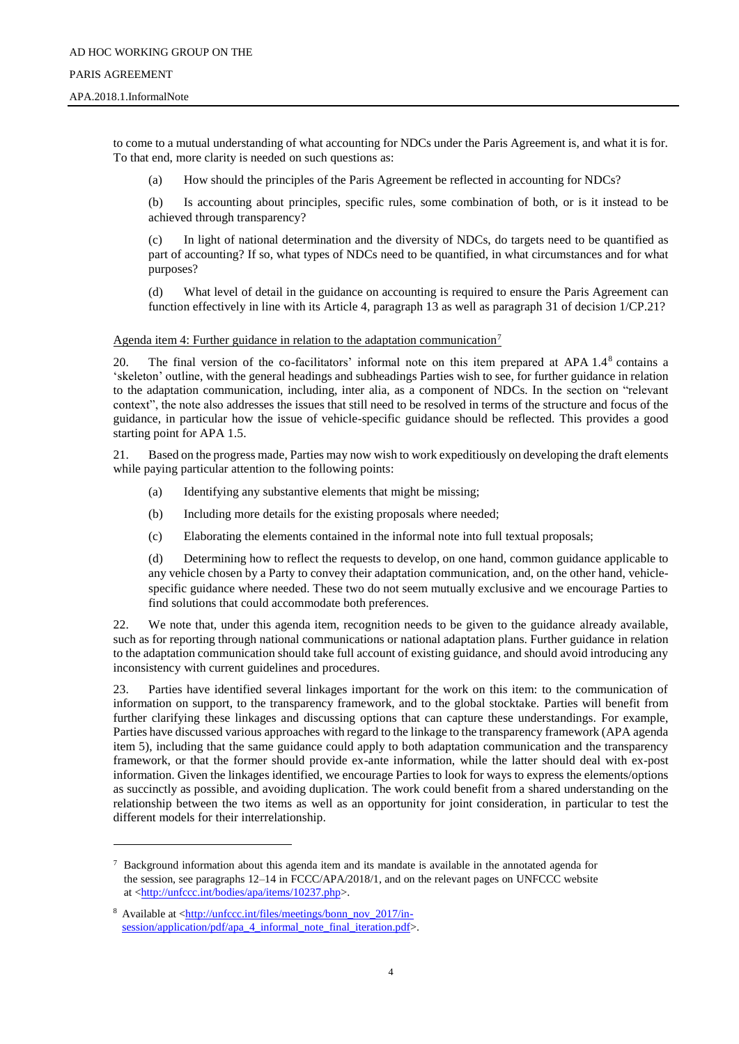to come to a mutual understanding of what accounting for NDCs under the Paris Agreement is, and what it is for. To that end, more clarity is needed on such questions as:

(a) How should the principles of the Paris Agreement be reflected in accounting for NDCs?

(b) Is accounting about principles, specific rules, some combination of both, or is it instead to be achieved through transparency?

(c) In light of national determination and the diversity of NDCs, do targets need to be quantified as part of accounting? If so, what types of NDCs need to be quantified, in what circumstances and for what purposes?

(d) What level of detail in the guidance on accounting is required to ensure the Paris Agreement can function effectively in line with its Article 4, paragraph 13 as well as paragraph 31 of decision 1/CP.21?

Agenda item 4: Further guidance in relation to the adaptation communication[7]

20. The final version of the co-facilitators' informal note on this item prepared at APA 1.4[8] contains a 'skeleton' outline, with the general headings and subheadings Parties wish to see, for further guidance in relation to the adaptation communication, including, inter alia, as a component of NDCs. In the section on "relevant context", the note also addresses the issues that still need to be resolved in terms of the structure and focus of the guidance, in particular how the issue of vehicle-specific guidance should be reflected. This provides a good starting point for APA 1.5.

21. Based on the progress made, Parties may now wish to work expeditiously on developing the draft elements while paying particular attention to the following points:

(a) Identifying any substantive elements that might be missing;

(b) Including more details for the existing proposals where needed;

(c) Elaborating the elements contained in the informal note into full textual proposals;

(d) Determining how to reflect the requests to develop, on one hand, common guidance applicable to any vehicle chosen by a Party to convey their adaptation communication, and, on the other hand, vehicle-specific guidance where needed. These two do not seem mutually exclusive and we encourage Parties to find solutions that could accommodate both preferences.

22. We note that, under this agenda item, recognition needs to be given to the guidance already available, such as for reporting through national communications or national adaptation plans. Further guidance in relation to the adaptation communication should take full account of existing guidance, and should avoid introducing any inconsistency with current guidelines and procedures.

23. Parties have identified several linkages important for the work on this item: to the communication of information on support, to the transparency framework, and to the global stocktake. Parties will benefit from further clarifying these linkages and discussing options that can capture these understandings. For example, Parties have discussed various approaches with regard to the linkage to the transparency framework (APA agenda item 5), including that the same guidance could apply to both adaptation communication and the transparency framework, or that the former should provide ex-ante information, while the latter should deal with ex-post information. Given the linkages identified, we encourage Parties to look for ways to express the elements/options as succinctly as possible, and avoiding duplication. The work could benefit from a shared understanding on the relationship between the two items as well as an opportunity for joint consideration, in particular to test the different models for their interrelationship.

---

[7] Background information about this agenda item and its mandate is available in the annotated agenda for the session, see paragraphs 12–14 in FCCC/APA/2018/1, and on the relevant pages on UNFCCC website at <http://unfccc.int/bodies/apa/items/10237.php>.

[8] Available at <http://unfccc.int/files/meetings/bonn_nov_2017/in-session/application/pdf/apa_4_informal_note_final_iteration.pdf>.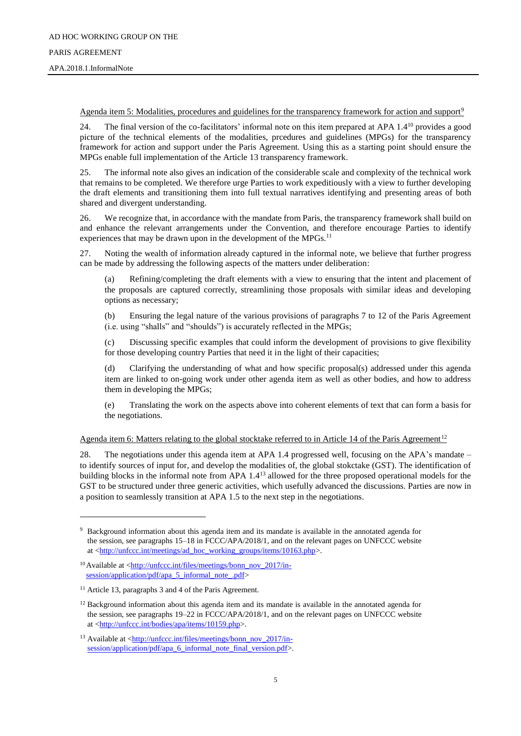Agenda item 5: Modalities, procedures and guidelines for the transparency framework for action and support[9]

24. The final version of the co-facilitators' informal note on this item prepared at APA 1.4[10] provides a good picture of the technical elements of the modalities, prcedures and guidelines (MPGs) for the transparency framework for action and support under the Paris Agreement. Using this as a starting point should ensure the MPGs enable full implementation of the Article 13 transparency framework.

25. The informal note also gives an indication of the considerable scale and complexity of the technical work that remains to be completed. We therefore urge Parties to work expeditiously with a view to further developing the draft elements and transitioning them into full textual narratives identifying and presenting areas of both shared and divergent understanding.

26. We recognize that, in accordance with the mandate from Paris, the transparency framework shall build on and enhance the relevant arrangements under the Convention, and therefore encourage Parties to identify experiences that may be drawn upon in the development of the MPGs.[11]

27. Noting the wealth of information already captured in the informal note, we believe that further progress can be made by addressing the following aspects of the matters under deliberation:

(a) Refining/completing the draft elements with a view to ensuring that the intent and placement of the proposals are captured correctly, streamlining those proposals with similar ideas and developing options as necessary;

(b) Ensuring the legal nature of the various provisions of paragraphs 7 to 12 of the Paris Agreement (i.e. using "shalls" and "shoulds") is accurately reflected in the MPGs;

(c) Discussing specific examples that could inform the development of provisions to give flexibility for those developing country Parties that need it in the light of their capacities;

(d) Clarifying the understanding of what and how specific proposal(s) addressed under this agenda item are linked to on-going work under other agenda item as well as other bodies, and how to address them in developing the MPGs;

(e) Translating the work on the aspects above into coherent elements of text that can form a basis for the negotiations.

Agenda item 6: Matters relating to the global stocktake referred to in Article 14 of the Paris Agreement[12]

28. The negotiations under this agenda item at APA 1.4 progressed well, focusing on the APA's mandate – to identify sources of input for, and develop the modalities of, the global stokctake (GST). The identification of building blocks in the informal note from APA 1.4[13] allowed for the three proposed operational models for the GST to be structured under three generic activities, which usefully advanced the discussions. Parties are now in a position to seamlessly transition at APA 1.5 to the next step in the negotiations.

---

[9] Background information about this agenda item and its mandate is available in the annotated agenda for the session, see paragraphs 15–18 in FCCC/APA/2018/1, and on the relevant pages on UNFCCC website at <http://unfccc.int/meetings/ad_hoc_working_groups/items/10163.php>.

[10] Available at <http://unfccc.int/files/meetings/bonn_nov_2017/in-session/application/pdf/apa_5_informal_note_.pdf>

[11] Article 13, paragraphs 3 and 4 of the Paris Agreement.

[12] Background information about this agenda item and its mandate is available in the annotated agenda for the session, see paragraphs 19–22 in FCCC/APA/2018/1, and on the relevant pages on UNFCCC website at <http://unfccc.int/bodies/apa/items/10159.php>.

[13] Available at <http://unfccc.int/files/meetings/bonn_nov_2017/in-session/application/pdf/apa_6_informal_note_final_version.pdf>.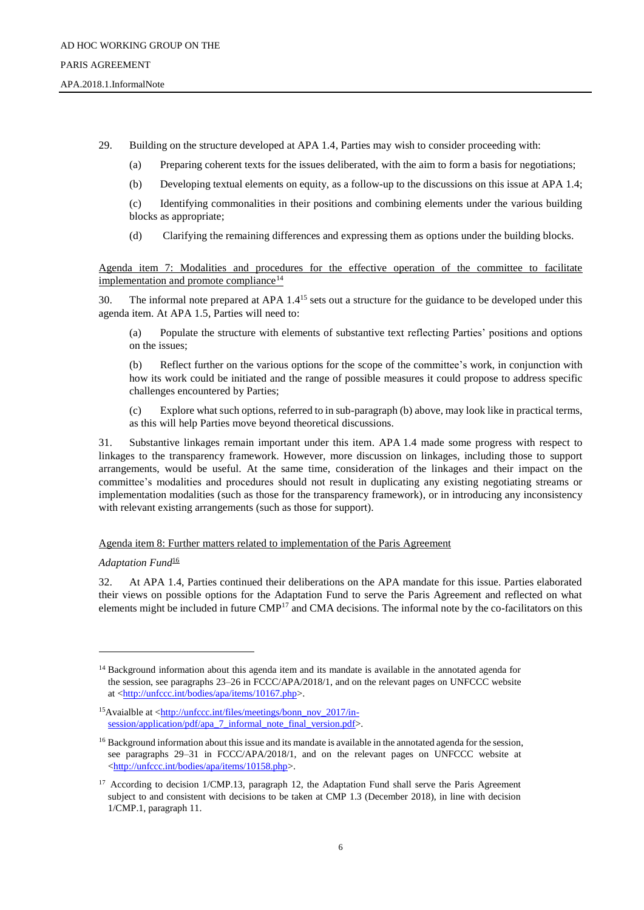29. Building on the structure developed at APA 1.4, Parties may wish to consider proceeding with:

(a) Preparing coherent texts for the issues deliberated, with the aim to form a basis for negotiations;

(b) Developing textual elements on equity, as a follow-up to the discussions on this issue at APA 1.4;

(c) Identifying commonalities in their positions and combining elements under the various building blocks as appropriate;

(d) Clarifying the remaining differences and expressing them as options under the building blocks.

Agenda item 7: Modalities and procedures for the effective operation of the committee to facilitate implementation and promote compliance[14]

30. The informal note prepared at APA 1.4[15] sets out a structure for the guidance to be developed under this agenda item. At APA 1.5, Parties will need to:

(a) Populate the structure with elements of substantive text reflecting Parties' positions and options on the issues;

(b) Reflect further on the various options for the scope of the committee's work, in conjunction with how its work could be initiated and the range of possible measures it could propose to address specific challenges encountered by Parties;

(c) Explore what such options, referred to in sub-paragraph (b) above, may look like in practical terms, as this will help Parties move beyond theoretical discussions.

31. Substantive linkages remain important under this item. APA 1.4 made some progress with respect to linkages to the transparency framework. However, more discussion on linkages, including those to support arrangements, would be useful. At the same time, consideration of the linkages and their impact on the committee's modalities and procedures should not result in duplicating any existing negotiating streams or implementation modalities (such as those for the transparency framework), or in introducing any inconsistency with relevant existing arrangements (such as those for support).

Agenda item 8: Further matters related to implementation of the Paris Agreement

*Adaptation Fund*[16]

32. At APA 1.4, Parties continued their deliberations on the APA mandate for this issue. Parties elaborated their views on possible options for the Adaptation Fund to serve the Paris Agreement and reflected on what elements might be included in future CMP[17] and CMA decisions. The informal note by the co-facilitators on this

---

[14] Background information about this agenda item and its mandate is available in the annotated agenda for the session, see paragraphs 23–26 in FCCC/APA/2018/1, and on the relevant pages on UNFCCC website at <http://unfccc.int/bodies/apa/items/10167.php>.

[15] Avaialble at <http://unfccc.int/files/meetings/bonn_nov_2017/in-session/application/pdf/apa_7_informal_note_final_version.pdf>.

[16] Background information about this issue and its mandate is available in the annotated agenda for the session, see paragraphs 29–31 in FCCC/APA/2018/1, and on the relevant pages on UNFCCC website at <http://unfccc.int/bodies/apa/items/10158.php>.

[17] According to decision 1/CMP.13, paragraph 12, the Adaptation Fund shall serve the Paris Agreement subject to and consistent with decisions to be taken at CMP 1.3 (December 2018), in line with decision 1/CMP.1, paragraph 11.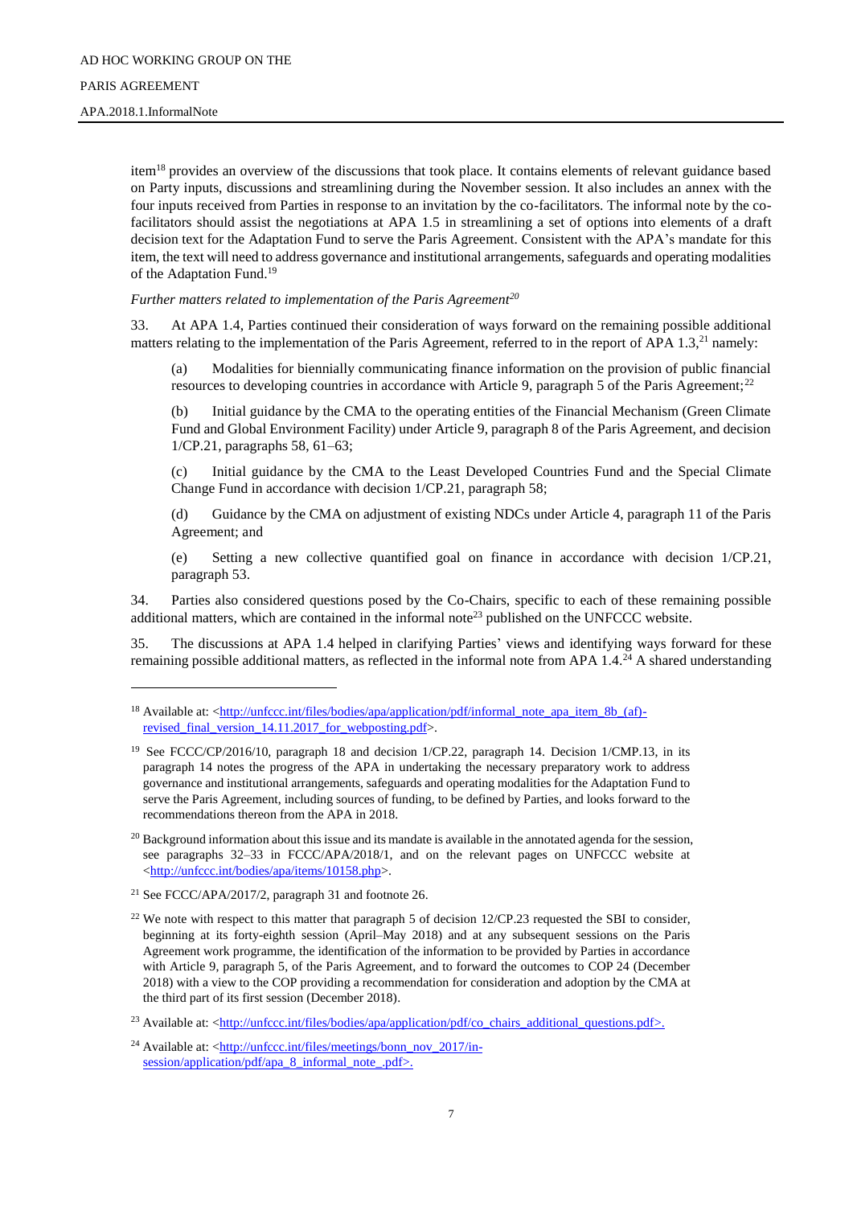item[18] provides an overview of the discussions that took place. It contains elements of relevant guidance based on Party inputs, discussions and streamlining during the November session. It also includes an annex with the four inputs received from Parties in response to an invitation by the co-facilitators. The informal note by the co-facilitators should assist the negotiations at APA 1.5 in streamlining a set of options into elements of a draft decision text for the Adaptation Fund to serve the Paris Agreement. Consistent with the APA's mandate for this item, the text will need to address governance and institutional arrangements, safeguards and operating modalities of the Adaptation Fund.[19]

*Further matters related to implementation of the Paris Agreement*[20]

33. At APA 1.4, Parties continued their consideration of ways forward on the remaining possible additional matters relating to the implementation of the Paris Agreement, referred to in the report of APA 1.3,[21] namely:

(a) Modalities for biennially communicating finance information on the provision of public financial resources to developing countries in accordance with Article 9, paragraph 5 of the Paris Agreement;[22]

(b) Initial guidance by the CMA to the operating entities of the Financial Mechanism (Green Climate Fund and Global Environment Facility) under Article 9, paragraph 8 of the Paris Agreement, and decision 1/CP.21, paragraphs 58, 61–63;

(c) Initial guidance by the CMA to the Least Developed Countries Fund and the Special Climate Change Fund in accordance with decision 1/CP.21, paragraph 58;

(d) Guidance by the CMA on adjustment of existing NDCs under Article 4, paragraph 11 of the Paris Agreement; and

(e) Setting a new collective quantified goal on finance in accordance with decision 1/CP.21, paragraph 53.

34. Parties also considered questions posed by the Co-Chairs, specific to each of these remaining possible additional matters, which are contained in the informal note[23] published on the UNFCCC website.

35. The discussions at APA 1.4 helped in clarifying Parties' views and identifying ways forward for these remaining possible additional matters, as reflected in the informal note from APA 1.4.[24] A shared understanding

---

[18] Available at: <http://unfccc.int/files/bodies/apa/application/pdf/informal_note_apa_item_8b_(af)-revised_final_version_14.11.2017_for_webposting.pdf>.

[19] See FCCC/CP/2016/10, paragraph 18 and decision 1/CP.22, paragraph 14. Decision 1/CMP.13, in its paragraph 14 notes the progress of the APA in undertaking the necessary preparatory work to address governance and institutional arrangements, safeguards and operating modalities for the Adaptation Fund to serve the Paris Agreement, including sources of funding, to be defined by Parties, and looks forward to the recommendations thereon from the APA in 2018.

[20] Background information about this issue and its mandate is available in the annotated agenda for the session, see paragraphs 32–33 in FCCC/APA/2018/1, and on the relevant pages on UNFCCC website at <http://unfccc.int/bodies/apa/items/10158.php>.

[21] See FCCC/APA/2017/2, paragraph 31 and footnote 26.

[22] We note with respect to this matter that paragraph 5 of decision 12/CP.23 requested the SBI to consider, beginning at its forty-eighth session (April–May 2018) and at any subsequent sessions on the Paris Agreement work programme, the identification of the information to be provided by Parties in accordance with Article 9, paragraph 5, of the Paris Agreement, and to forward the outcomes to COP 24 (December 2018) with a view to the COP providing a recommendation for consideration and adoption by the CMA at the third part of its first session (December 2018).

[23] Available at: <http://unfccc.int/files/bodies/apa/application/pdf/co_chairs_additional_questions.pdf>.

[24] Available at: <http://unfccc.int/files/meetings/bonn_nov_2017/in-session/application/pdf/apa_8_informal_note_.pdf>.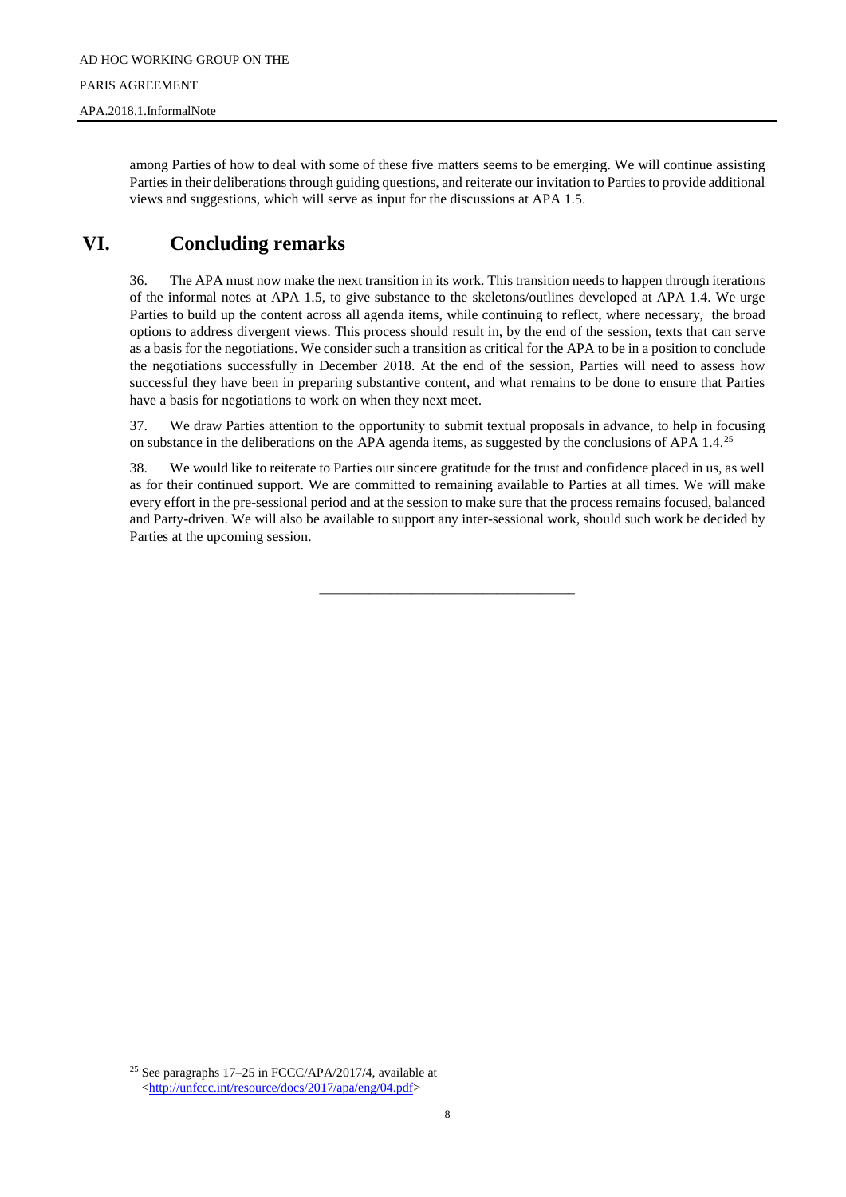among Parties of how to deal with some of these five matters seems to be emerging. We will continue assisting Parties in their deliberations through guiding questions, and reiterate our invitation to Parties to provide additional views and suggestions, which will serve as input for the discussions at APA 1.5.

## VI. Concluding remarks

36. The APA must now make the next transition in its work. This transition needs to happen through iterations of the informal notes at APA 1.5, to give substance to the skeletons/outlines developed at APA 1.4. We urge Parties to build up the content across all agenda items, while continuing to reflect, where necessary, the broad options to address divergent views. This process should result in, by the end of the session, texts that can serve as a basis for the negotiations. We consider such a transition as critical for the APA to be in a position to conclude the negotiations successfully in December 2018. At the end of the session, Parties will need to assess how successful they have been in preparing substantive content, and what remains to be done to ensure that Parties have a basis for negotiations to work on when they next meet.

37. We draw Parties attention to the opportunity to submit textual proposals in advance, to help in focusing on substance in the deliberations on the APA agenda items, as suggested by the conclusions of APA 1.4.[25]

38. We would like to reiterate to Parties our sincere gratitude for the trust and confidence placed in us, as well as for their continued support. We are committed to remaining available to Parties at all times. We will make every effort in the pre-sessional period and at the session to make sure that the process remains focused, balanced and Party-driven. We will also be available to support any inter-sessional work, should such work be decided by Parties at the upcoming session.

---

[25] See paragraphs 17–25 in FCCC/APA/2017/4, available at <http://unfccc.int/resource/docs/2017/apa/eng/04.pdf>